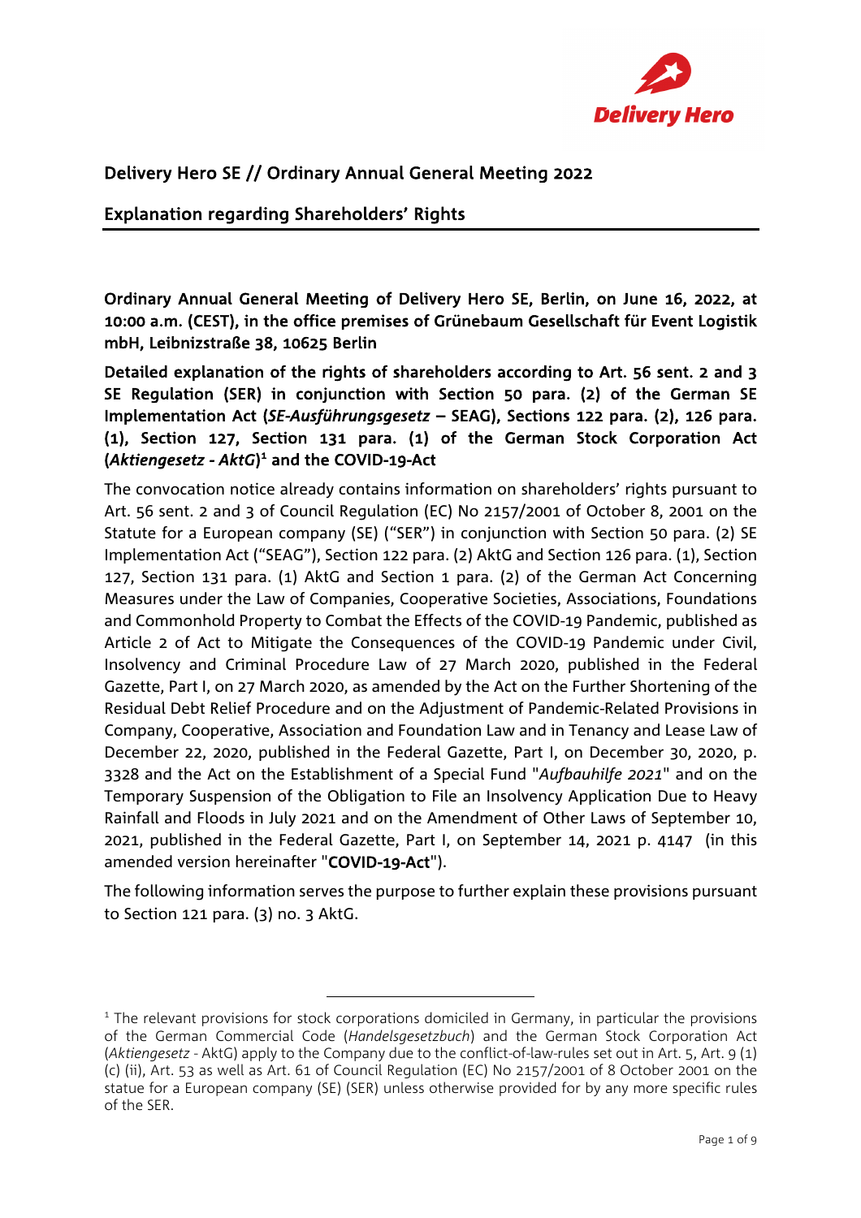## Delivery Hero SE // Ordinary Annual General Meeting 2022

## Explanation regarding Shareholders' Rights

**Ordinary Annual General Meeting of Delivery Hero SE, Berlin, on June 16, 2022, at 10:00 a.m. (CEST), in the office premises of Grünebaum Gesellschaft für Event Logistik mbH, Leibnizstraße 38, 10625 Berlin**

**Detailed explanation of the rights of shareholders according to Art. 56 sent. 2 and 3 SE Regulation (SER) in conjunction with Section 50 para. (2) of the German SE Implementation Act (*SE-Ausführungsgesetz* – SEAG), Sections 122 para. (2), 126 para. (1), Section 127, Section 131 para. (1) of the German Stock Corporation Act (*Aktiengesetz - AktG*)[1] and the COVID-19-Act**

The convocation notice already contains information on shareholders' rights pursuant to Art. 56 sent. 2 and 3 of Council Regulation (EC) No 2157/2001 of October 8, 2001 on the Statute for a European company (SE) ("SER") in conjunction with Section 50 para. (2) SE Implementation Act ("SEAG"), Section 122 para. (2) AktG and Section 126 para. (1), Section 127, Section 131 para. (1) AktG and Section 1 para. (2) of the German Act Concerning Measures under the Law of Companies, Cooperative Societies, Associations, Foundations and Commonhold Property to Combat the Effects of the COVID-19 Pandemic, published as Article 2 of Act to Mitigate the Consequences of the COVID-19 Pandemic under Civil, Insolvency and Criminal Procedure Law of 27 March 2020, published in the Federal Gazette, Part I, on 27 March 2020, as amended by the Act on the Further Shortening of the Residual Debt Relief Procedure and on the Adjustment of Pandemic-Related Provisions in Company, Cooperative, Association and Foundation Law and in Tenancy and Lease Law of December 22, 2020, published in the Federal Gazette, Part I, on December 30, 2020, p. 3328 and the Act on the Establishment of a Special Fund "*Aufbauhilfe 2021*" and on the Temporary Suspension of the Obligation to File an Insolvency Application Due to Heavy Rainfall and Floods in July 2021 and on the Amendment of Other Laws of September 10, 2021, published in the Federal Gazette, Part I, on September 14, 2021 p. 4147 (in this amended version hereinafter "**COVID-19-Act**").

The following information serves the purpose to further explain these provisions pursuant to Section 121 para. (3) no. 3 AktG.

---

[1] The relevant provisions for stock corporations domiciled in Germany, in particular the provisions of the German Commercial Code (*Handelsgesetzbuch*) and the German Stock Corporation Act (*Aktiengesetz* - AktG) apply to the Company due to the conflict-of-law-rules set out in Art. 5, Art. 9 (1) (c) (ii), Art. 53 as well as Art. 61 of Council Regulation (EC) No 2157/2001 of 8 October 2001 on the statue for a European company (SE) (SER) unless otherwise provided for by any more specific rules of the SER.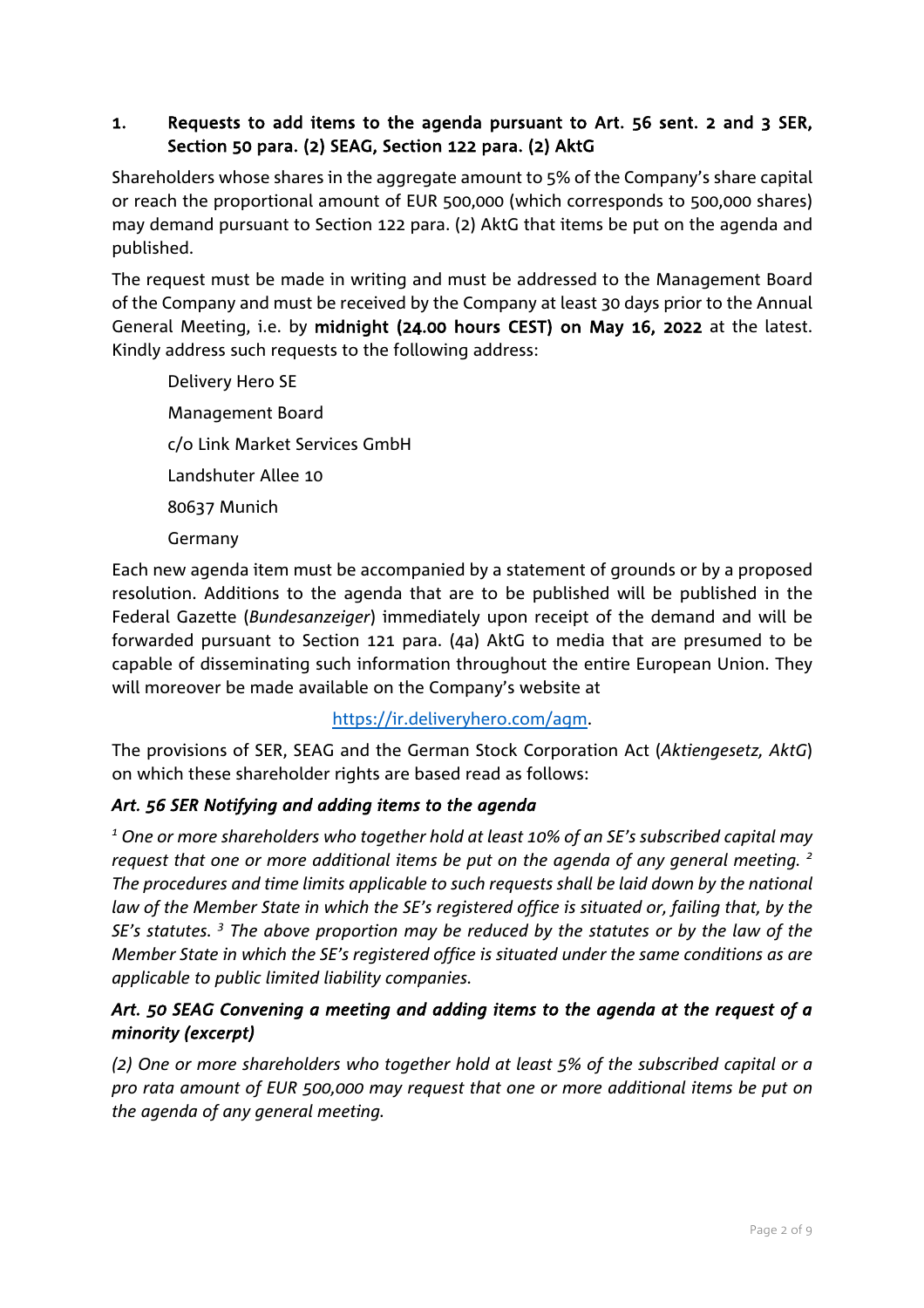## 1. Requests to add items to the agenda pursuant to Art. 56 sent. 2 and 3 SER, Section 50 para. (2) SEAG, Section 122 para. (2) AktG

Shareholders whose shares in the aggregate amount to 5% of the Company's share capital or reach the proportional amount of EUR 500,000 (which corresponds to 500,000 shares) may demand pursuant to Section 122 para. (2) AktG that items be put on the agenda and published.

The request must be made in writing and must be addressed to the Management Board of the Company and must be received by the Company at least 30 days prior to the Annual General Meeting, i.e. by **midnight (24.00 hours CEST) on May 16, 2022** at the latest. Kindly address such requests to the following address:

Delivery Hero SE

Management Board

c/o Link Market Services GmbH

Landshuter Allee 10

80637 Munich

Germany

Each new agenda item must be accompanied by a statement of grounds or by a proposed resolution. Additions to the agenda that are to be published will be published in the Federal Gazette (*Bundesanzeiger*) immediately upon receipt of the demand and will be forwarded pursuant to Section 121 para. (4a) AktG to media that are presumed to be capable of disseminating such information throughout the entire European Union. They will moreover be made available on the Company's website at

https://ir.deliveryhero.com/agm.

The provisions of SER, SEAG and the German Stock Corporation Act (*Aktiengesetz, AktG*) on which these shareholder rights are based read as follows:

### *Art. 56 SER Notifying and adding items to the agenda*

*[1] One or more shareholders who together hold at least 10% of an SE's subscribed capital may request that one or more additional items be put on the agenda of any general meeting. [2] The procedures and time limits applicable to such requests shall be laid down by the national law of the Member State in which the SE's registered office is situated or, failing that, by the SE's statutes. [3] The above proportion may be reduced by the statutes or by the law of the Member State in which the SE's registered office is situated under the same conditions as are applicable to public limited liability companies.*

### *Art. 50 SEAG Convening a meeting and adding items to the agenda at the request of a minority (excerpt)*

*(2) One or more shareholders who together hold at least 5% of the subscribed capital or a pro rata amount of EUR 500,000 may request that one or more additional items be put on the agenda of any general meeting.*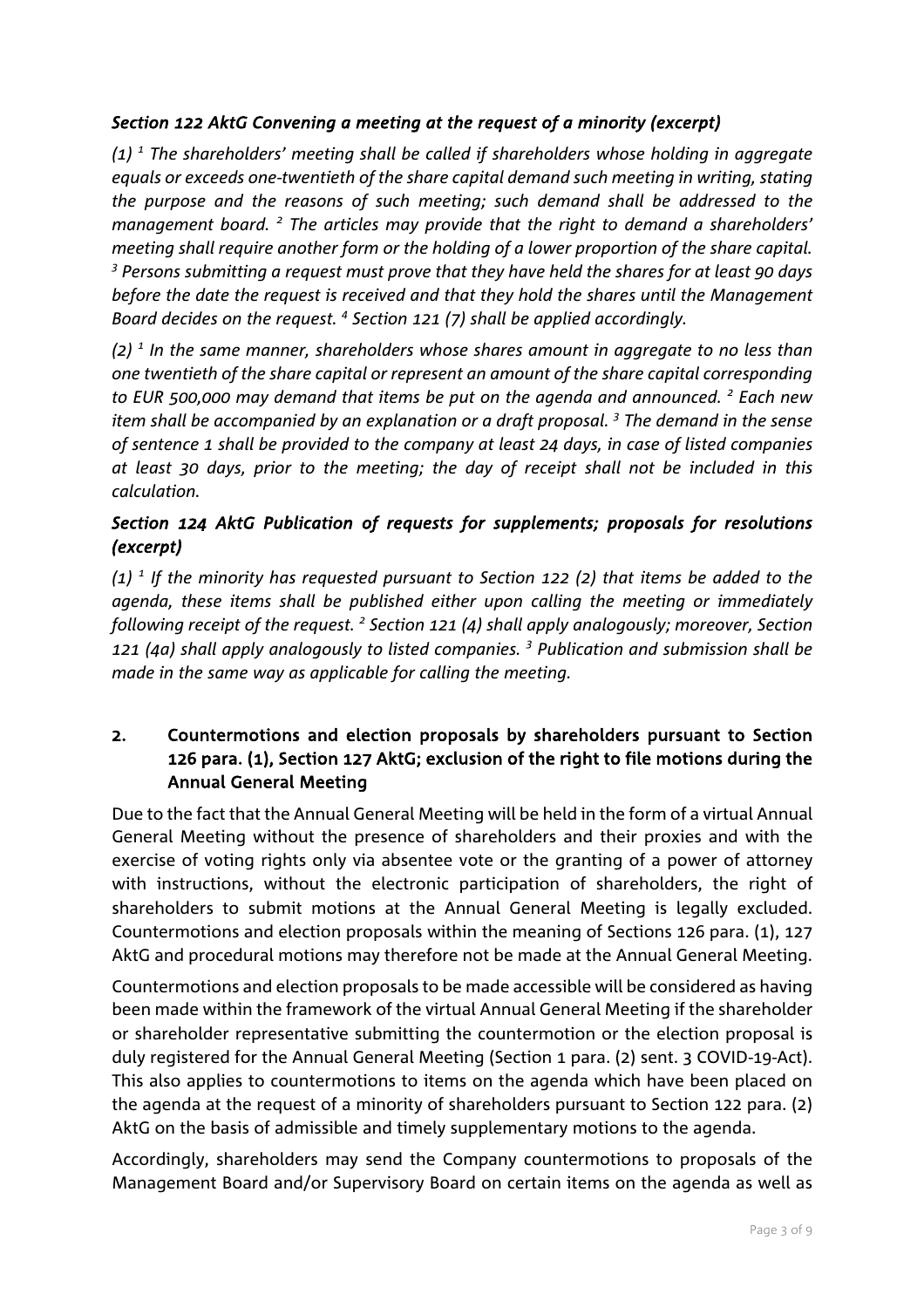### *Section 122 AktG Convening a meeting at the request of a minority (excerpt)*

*(1) [1] The shareholders' meeting shall be called if shareholders whose holding in aggregate equals or exceeds one-twentieth of the share capital demand such meeting in writing, stating the purpose and the reasons of such meeting; such demand shall be addressed to the management board. [2] The articles may provide that the right to demand a shareholders' meeting shall require another form or the holding of a lower proportion of the share capital. [3] Persons submitting a request must prove that they have held the shares for at least 90 days before the date the request is received and that they hold the shares until the Management Board decides on the request. [4] Section 121 (7) shall be applied accordingly.*

*(2) [1] In the same manner, shareholders whose shares amount in aggregate to no less than one twentieth of the share capital or represent an amount of the share capital corresponding to EUR 500,000 may demand that items be put on the agenda and announced. [2] Each new item shall be accompanied by an explanation or a draft proposal. [3] The demand in the sense of sentence 1 shall be provided to the company at least 24 days, in case of listed companies at least 30 days, prior to the meeting; the day of receipt shall not be included in this calculation.*

### *Section 124 AktG Publication of requests for supplements; proposals for resolutions (excerpt)*

*(1) [1] If the minority has requested pursuant to Section 122 (2) that items be added to the agenda, these items shall be published either upon calling the meeting or immediately following receipt of the request. [2] Section 121 (4) shall apply analogously; moreover, Section 121 (4a) shall apply analogously to listed companies. [3] Publication and submission shall be made in the same way as applicable for calling the meeting.*

## 2. Countermotions and election proposals by shareholders pursuant to Section 126 para. (1), Section 127 AktG; exclusion of the right to file motions during the Annual General Meeting

Due to the fact that the Annual General Meeting will be held in the form of a virtual Annual General Meeting without the presence of shareholders and their proxies and with the exercise of voting rights only via absentee vote or the granting of a power of attorney with instructions, without the electronic participation of shareholders, the right of shareholders to submit motions at the Annual General Meeting is legally excluded. Countermotions and election proposals within the meaning of Sections 126 para. (1), 127 AktG and procedural motions may therefore not be made at the Annual General Meeting.

Countermotions and election proposals to be made accessible will be considered as having been made within the framework of the virtual Annual General Meeting if the shareholder or shareholder representative submitting the countermotion or the election proposal is duly registered for the Annual General Meeting (Section 1 para. (2) sent. 3 COVID-19-Act). This also applies to countermotions to items on the agenda which have been placed on the agenda at the request of a minority of shareholders pursuant to Section 122 para. (2) AktG on the basis of admissible and timely supplementary motions to the agenda.

Accordingly, shareholders may send the Company countermotions to proposals of the Management Board and/or Supervisory Board on certain items on the agenda as well as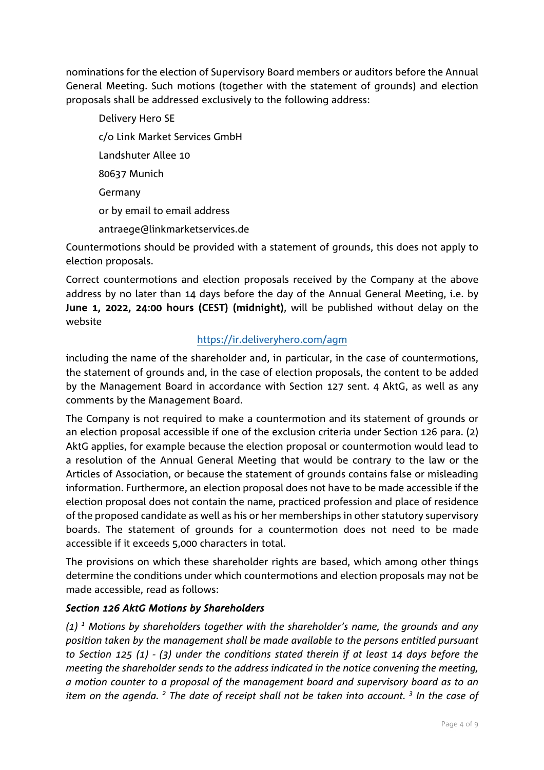nominations for the election of Supervisory Board members or auditors before the Annual General Meeting. Such motions (together with the statement of grounds) and election proposals shall be addressed exclusively to the following address:

Delivery Hero SE

c/o Link Market Services GmbH

Landshuter Allee 10

80637 Munich

Germany

or by email to email address

antraege@linkmarketservices.de

Countermotions should be provided with a statement of grounds, this does not apply to election proposals.

Correct countermotions and election proposals received by the Company at the above address by no later than 14 days before the day of the Annual General Meeting, i.e. by **June 1, 2022, 24:00 hours (CEST) (midnight)**, will be published without delay on the website

https://ir.deliveryhero.com/agm

including the name of the shareholder and, in particular, in the case of countermotions, the statement of grounds and, in the case of election proposals, the content to be added by the Management Board in accordance with Section 127 sent. 4 AktG, as well as any comments by the Management Board.

The Company is not required to make a countermotion and its statement of grounds or an election proposal accessible if one of the exclusion criteria under Section 126 para. (2) AktG applies, for example because the election proposal or countermotion would lead to a resolution of the Annual General Meeting that would be contrary to the law or the Articles of Association, or because the statement of grounds contains false or misleading information. Furthermore, an election proposal does not have to be made accessible if the election proposal does not contain the name, practiced profession and place of residence of the proposed candidate as well as his or her memberships in other statutory supervisory boards. The statement of grounds for a countermotion does not need to be made accessible if it exceeds 5,000 characters in total.

The provisions on which these shareholder rights are based, which among other things determine the conditions under which countermotions and election proposals may not be made accessible, read as follows:

***Section 126 AktG Motions by Shareholders***

*(1) [1] Motions by shareholders together with the shareholder's name, the grounds and any position taken by the management shall be made available to the persons entitled pursuant to Section 125 (1) - (3) under the conditions stated therein if at least 14 days before the meeting the shareholder sends to the address indicated in the notice convening the meeting, a motion counter to a proposal of the management board and supervisory board as to an item on the agenda. [2] The date of receipt shall not be taken into account. [3] In the case of*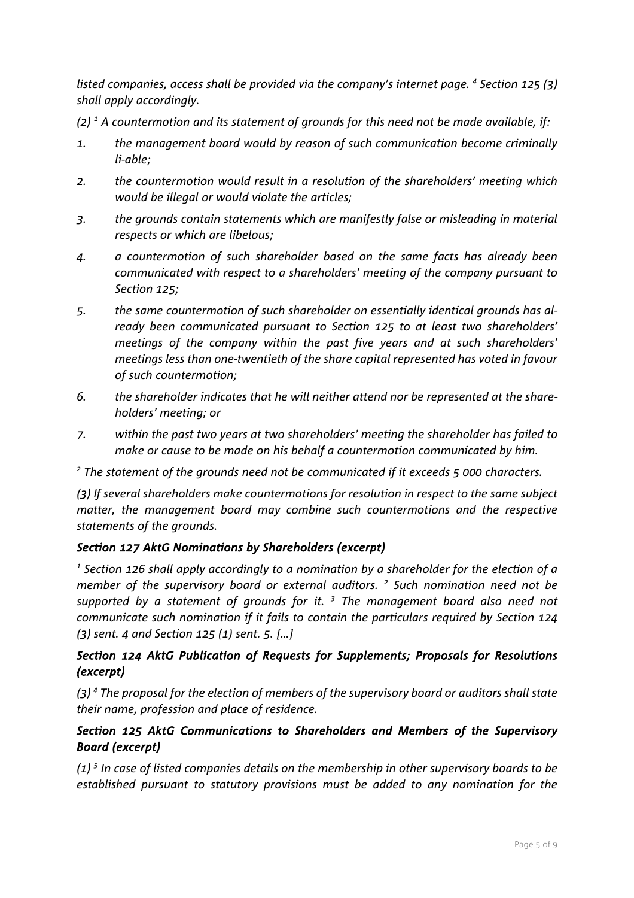*listed companies, access shall be provided via the company's internet page. [4] Section 125 (3) shall apply accordingly.*

*(2) [1] A countermotion and its statement of grounds for this need not be made available, if:*

1. *the management board would by reason of such communication become criminally li-able;*
2. *the countermotion would result in a resolution of the shareholders' meeting which would be illegal or would violate the articles;*
3. *the grounds contain statements which are manifestly false or misleading in material respects or which are libelous;*
4. *a countermotion of such shareholder based on the same facts has already been communicated with respect to a shareholders' meeting of the company pursuant to Section 125;*
5. *the same countermotion of such shareholder on essentially identical grounds has al-ready been communicated pursuant to Section 125 to at least two shareholders' meetings of the company within the past five years and at such shareholders' meetings less than one-twentieth of the share capital represented has voted in favour of such countermotion;*
6. *the shareholder indicates that he will neither attend nor be represented at the share-holders' meeting; or*
7. *within the past two years at two shareholders' meeting the shareholder has failed to make or cause to be made on his behalf a countermotion communicated by him.*

*[2] The statement of the grounds need not be communicated if it exceeds 5 000 characters.*

*(3) If several shareholders make countermotions for resolution in respect to the same subject matter, the management board may combine such countermotions and the respective statements of the grounds.*

### *Section 127 AktG Nominations by Shareholders (excerpt)*

*[1] Section 126 shall apply accordingly to a nomination by a shareholder for the election of a member of the supervisory board or external auditors. [2] Such nomination need not be supported by a statement of grounds for it. [3] The management board also need not communicate such nomination if it fails to contain the particulars required by Section 124 (3) sent. 4 and Section 125 (1) sent. 5. […]*

### *Section 124 AktG Publication of Requests for Supplements; Proposals for Resolutions (excerpt)*

*(3) [4] The proposal for the election of members of the supervisory board or auditors shall state their name, profession and place of residence.*

### *Section 125 AktG Communications to Shareholders and Members of the Supervisory Board (excerpt)*

*(1) [5] In case of listed companies details on the membership in other supervisory boards to be established pursuant to statutory provisions must be added to any nomination for the*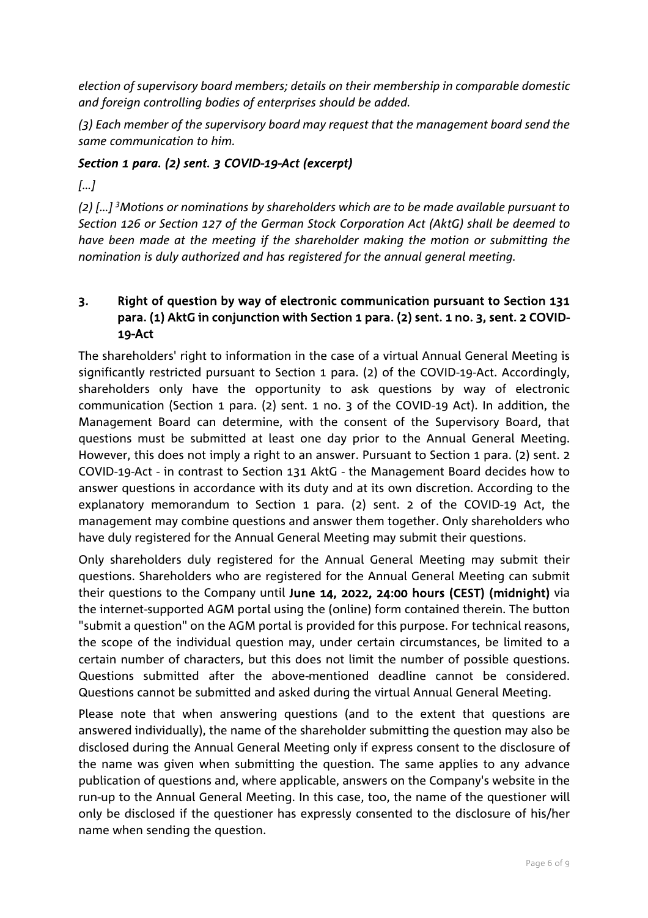*election of supervisory board members; details on their membership in comparable domestic and foreign controlling bodies of enterprises should be added.*

*(3) Each member of the supervisory board may request that the management board send the same communication to him.*

***Section 1 para. (2) sent. 3 COVID-19-Act (excerpt)***

*[...]*

*(2) [...] [3]Motions or nominations by shareholders which are to be made available pursuant to Section 126 or Section 127 of the German Stock Corporation Act (AktG) shall be deemed to have been made at the meeting if the shareholder making the motion or submitting the nomination is duly authorized and has registered for the annual general meeting.*

### 3. Right of question by way of electronic communication pursuant to Section 131 para. (1) AktG in conjunction with Section 1 para. (2) sent. 1 no. 3, sent. 2 COVID-19-Act

The shareholders' right to information in the case of a virtual Annual General Meeting is significantly restricted pursuant to Section 1 para. (2) of the COVID-19-Act. Accordingly, shareholders only have the opportunity to ask questions by way of electronic communication (Section 1 para. (2) sent. 1 no. 3 of the COVID-19 Act). In addition, the Management Board can determine, with the consent of the Supervisory Board, that questions must be submitted at least one day prior to the Annual General Meeting. However, this does not imply a right to an answer. Pursuant to Section 1 para. (2) sent. 2 COVID-19-Act - in contrast to Section 131 AktG - the Management Board decides how to answer questions in accordance with its duty and at its own discretion. According to the explanatory memorandum to Section 1 para. (2) sent. 2 of the COVID-19 Act, the management may combine questions and answer them together. Only shareholders who have duly registered for the Annual General Meeting may submit their questions.

Only shareholders duly registered for the Annual General Meeting may submit their questions. Shareholders who are registered for the Annual General Meeting can submit their questions to the Company until **June 14, 2022, 24:00 hours (CEST) (midnight)** via the internet-supported AGM portal using the (online) form contained therein. The button "submit a question" on the AGM portal is provided for this purpose. For technical reasons, the scope of the individual question may, under certain circumstances, be limited to a certain number of characters, but this does not limit the number of possible questions. Questions submitted after the above-mentioned deadline cannot be considered. Questions cannot be submitted and asked during the virtual Annual General Meeting.

Please note that when answering questions (and to the extent that questions are answered individually), the name of the shareholder submitting the question may also be disclosed during the Annual General Meeting only if express consent to the disclosure of the name was given when submitting the question. The same applies to any advance publication of questions and, where applicable, answers on the Company's website in the run-up to the Annual General Meeting. In this case, too, the name of the questioner will only be disclosed if the questioner has expressly consented to the disclosure of his/her name when sending the question.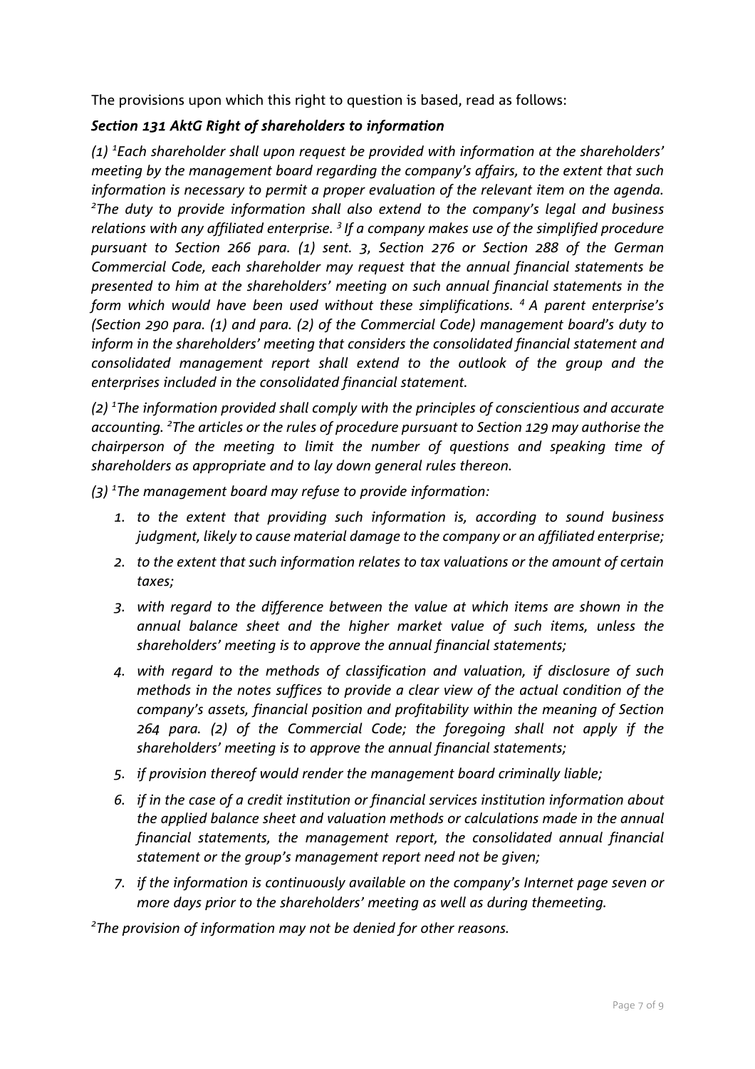The provisions upon which this right to question is based, read as follows:

### *Section 131 AktG Right of shareholders to information*

*(1) [1]Each shareholder shall upon request be provided with information at the shareholders' meeting by the management board regarding the company's affairs, to the extent that such information is necessary to permit a proper evaluation of the relevant item on the agenda. [2]The duty to provide information shall also extend to the company's legal and business relations with any affiliated enterprise. [3] If a company makes use of the simplified procedure pursuant to Section 266 para. (1) sent. 3, Section 276 or Section 288 of the German Commercial Code, each shareholder may request that the annual financial statements be presented to him at the shareholders' meeting on such annual financial statements in the form which would have been used without these simplifications. [4] A parent enterprise's (Section 290 para. (1) and para. (2) of the Commercial Code) management board's duty to inform in the shareholders' meeting that considers the consolidated financial statement and consolidated management report shall extend to the outlook of the group and the enterprises included in the consolidated financial statement.*

*(2) [1]The information provided shall comply with the principles of conscientious and accurate accounting. [2]The articles or the rules of procedure pursuant to Section 129 may authorise the chairperson of the meeting to limit the number of questions and speaking time of shareholders as appropriate and to lay down general rules thereon.*

*(3) [1]The management board may refuse to provide information:*

1. *to the extent that providing such information is, according to sound business judgment, likely to cause material damage to the company or an affiliated enterprise;*
2. *to the extent that such information relates to tax valuations or the amount of certain taxes;*
3. *with regard to the difference between the value at which items are shown in the annual balance sheet and the higher market value of such items, unless the shareholders' meeting is to approve the annual financial statements;*
4. *with regard to the methods of classification and valuation, if disclosure of such methods in the notes suffices to provide a clear view of the actual condition of the company's assets, financial position and profitability within the meaning of Section 264 para. (2) of the Commercial Code; the foregoing shall not apply if the shareholders' meeting is to approve the annual financial statements;*
5. *if provision thereof would render the management board criminally liable;*
6. *if in the case of a credit institution or financial services institution information about the applied balance sheet and valuation methods or calculations made in the annual financial statements, the management report, the consolidated annual financial statement or the group's management report need not be given;*
7. *if the information is continuously available on the company's Internet page seven or more days prior to the shareholders' meeting as well as during themeeting.*

*[2]The provision of information may not be denied for other reasons.*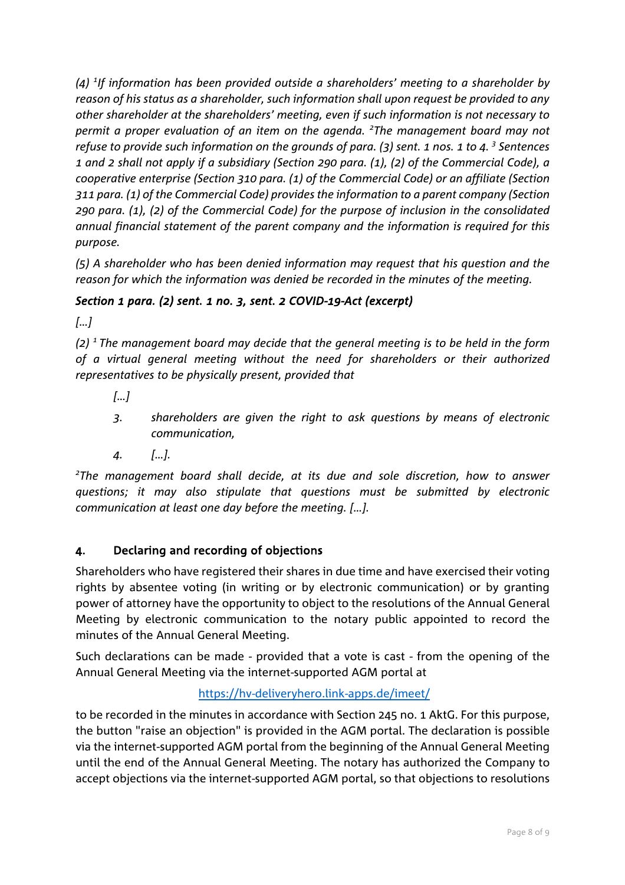*(4) [1]If information has been provided outside a shareholders' meeting to a shareholder by reason of his status as a shareholder, such information shall upon request be provided to any other shareholder at the shareholders' meeting, even if such information is not necessary to permit a proper evaluation of an item on the agenda. [2]The management board may not refuse to provide such information on the grounds of para. (3) sent. 1 nos. 1 to 4. [3] Sentences 1 and 2 shall not apply if a subsidiary (Section 290 para. (1), (2) of the Commercial Code), a cooperative enterprise (Section 310 para. (1) of the Commercial Code) or an affiliate (Section 311 para. (1) of the Commercial Code) provides the information to a parent company (Section 290 para. (1), (2) of the Commercial Code) for the purpose of inclusion in the consolidated annual financial statement of the parent company and the information is required for this purpose.*

*(5) A shareholder who has been denied information may request that his question and the reason for which the information was denied be recorded in the minutes of the meeting.*

***Section 1 para. (2) sent. 1 no. 3, sent. 2 COVID-19-Act (excerpt)***

*[...]*

*(2) [1] The management board may decide that the general meeting is to be held in the form of a virtual general meeting without the need for shareholders or their authorized representatives to be physically present, provided that*

> *[...]*
>
> *3. shareholders are given the right to ask questions by means of electronic communication,*
>
> *4. [...].*

*[2]The management board shall decide, at its due and sole discretion, how to answer questions; it may also stipulate that questions must be submitted by electronic communication at least one day before the meeting. [...].*

## 4. Declaring and recording of objections

Shareholders who have registered their shares in due time and have exercised their voting rights by absentee voting (in writing or by electronic communication) or by granting power of attorney have the opportunity to object to the resolutions of the Annual General Meeting by electronic communication to the notary public appointed to record the minutes of the Annual General Meeting.

Such declarations can be made - provided that a vote is cast - from the opening of the Annual General Meeting via the internet-supported AGM portal at

https://hv-deliveryhero.link-apps.de/imeet/

to be recorded in the minutes in accordance with Section 245 no. 1 AktG. For this purpose, the button "raise an objection" is provided in the AGM portal. The declaration is possible via the internet-supported AGM portal from the beginning of the Annual General Meeting until the end of the Annual General Meeting. The notary has authorized the Company to accept objections via the internet-supported AGM portal, so that objections to resolutions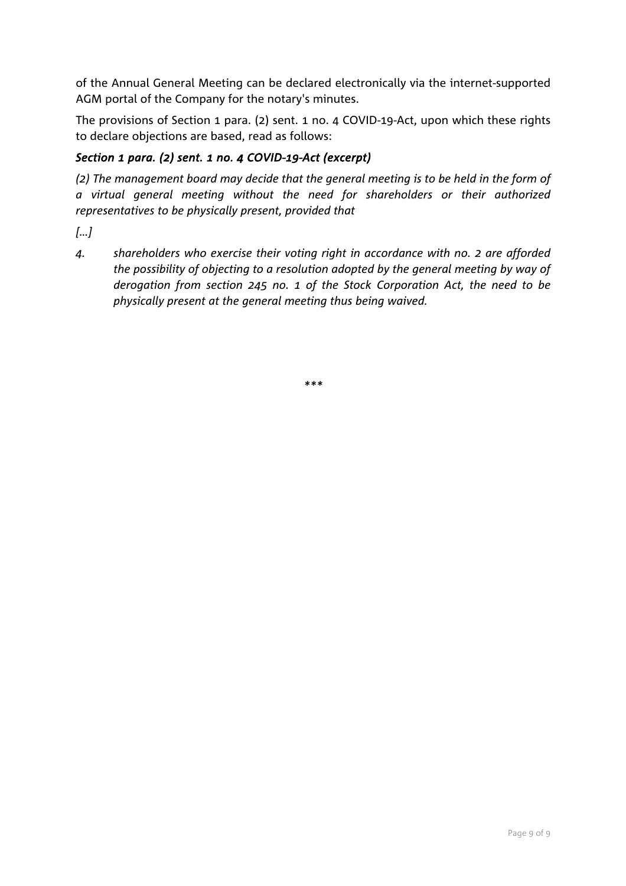of the Annual General Meeting can be declared electronically via the internet-supported AGM portal of the Company for the notary's minutes.

The provisions of Section 1 para. (2) sent. 1 no. 4 COVID-19-Act, upon which these rights to declare objections are based, read as follows:

***Section 1 para. (2) sent. 1 no. 4 COVID-19-Act (excerpt)***

*(2) The management board may decide that the general meeting is to be held in the form of a virtual general meeting without the need for shareholders or their authorized representatives to be physically present, provided that*

*[...]*

*4. shareholders who exercise their voting right in accordance with no. 2 are afforded the possibility of objecting to a resolution adopted by the general meeting by way of derogation from section 245 no. 1 of the Stock Corporation Act, the need to be physically present at the general meeting thus being waived.*

***